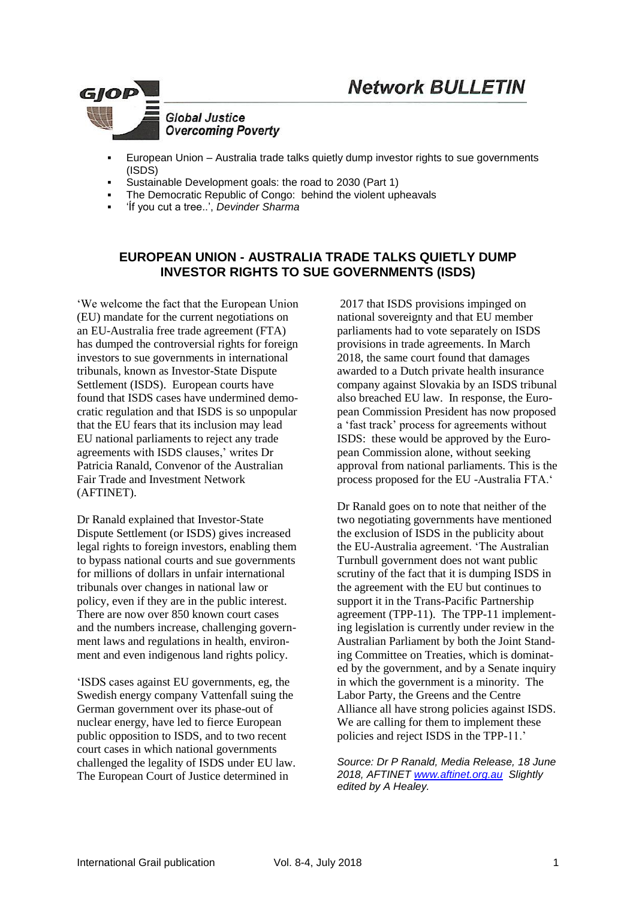# Network BULLETIN

**GJOP** — *Global Justice Overcoming Poverty*

- European Union – Australia trade talks quietly dump investor rights to sue governments (ISDS)
- Sustainable Development goals: the road to 2030 (Part 1)
- The Democratic Republic of Congo: behind the violent upheavals
- 'Íf you cut a tree..', *Devinder Sharma*

## EUROPEAN UNION - AUSTRALIA TRADE TALKS QUIETLY DUMP INVESTOR RIGHTS TO SUE GOVERNMENTS (ISDS)

'We welcome the fact that the European Union (EU) mandate for the current negotiations on an EU-Australia free trade agreement (FTA) has dumped the controversial rights for foreign investors to sue governments in international tribunals, known as Investor-State Dispute Settlement (ISDS). European courts have found that ISDS cases have undermined democratic regulation and that ISDS is so unpopular that the EU fears that its inclusion may lead EU national parliaments to reject any trade agreements with ISDS clauses,' writes Dr Patricia Ranald, Convenor of the Australian Fair Trade and Investment Network (AFTINET).

Dr Ranald explained that Investor-State Dispute Settlement (or ISDS) gives increased legal rights to foreign investors, enabling them to bypass national courts and sue governments for millions of dollars in unfair international tribunals over changes in national law or policy, even if they are in the public interest. There are now over 850 known court cases and the numbers increase, challenging government laws and regulations in health, environment and even indigenous land rights policy.

'ISDS cases against EU governments, eg, the Swedish energy company Vattenfall suing the German government over its phase-out of nuclear energy, have led to fierce European public opposition to ISDS, and to two recent court cases in which national governments challenged the legality of ISDS under EU law. The European Court of Justice determined in 2017 that ISDS provisions impinged on national sovereignty and that EU member parliaments had to vote separately on ISDS provisions in trade agreements. In March 2018, the same court found that damages awarded to a Dutch private health insurance company against Slovakia by an ISDS tribunal also breached EU law. In response, the European Commission President has now proposed a 'fast track' process for agreements without ISDS: these would be approved by the European Commission alone, without seeking approval from national parliaments. This is the process proposed for the EU -Australia FTA.'

Dr Ranald goes on to note that neither of the two negotiating governments have mentioned the exclusion of ISDS in the publicity about the EU-Australia agreement. 'The Australian Turnbull government does not want public scrutiny of the fact that it is dumping ISDS in the agreement with the EU but continues to support it in the Trans-Pacific Partnership agreement (TPP-11). The TPP-11 implementing legislation is currently under review in the Australian Parliament by both the Joint Standing Committee on Treaties, which is dominated by the government, and by a Senate inquiry in which the government is a minority. The Labor Party, the Greens and the Centre Alliance all have strong policies against ISDS. We are calling for them to implement these policies and reject ISDS in the TPP-11.'

*Source: Dr P Ranald, Media Release, 18 June 2018, AFTINET www.aftinet.org.au Slightly edited by A Healey.*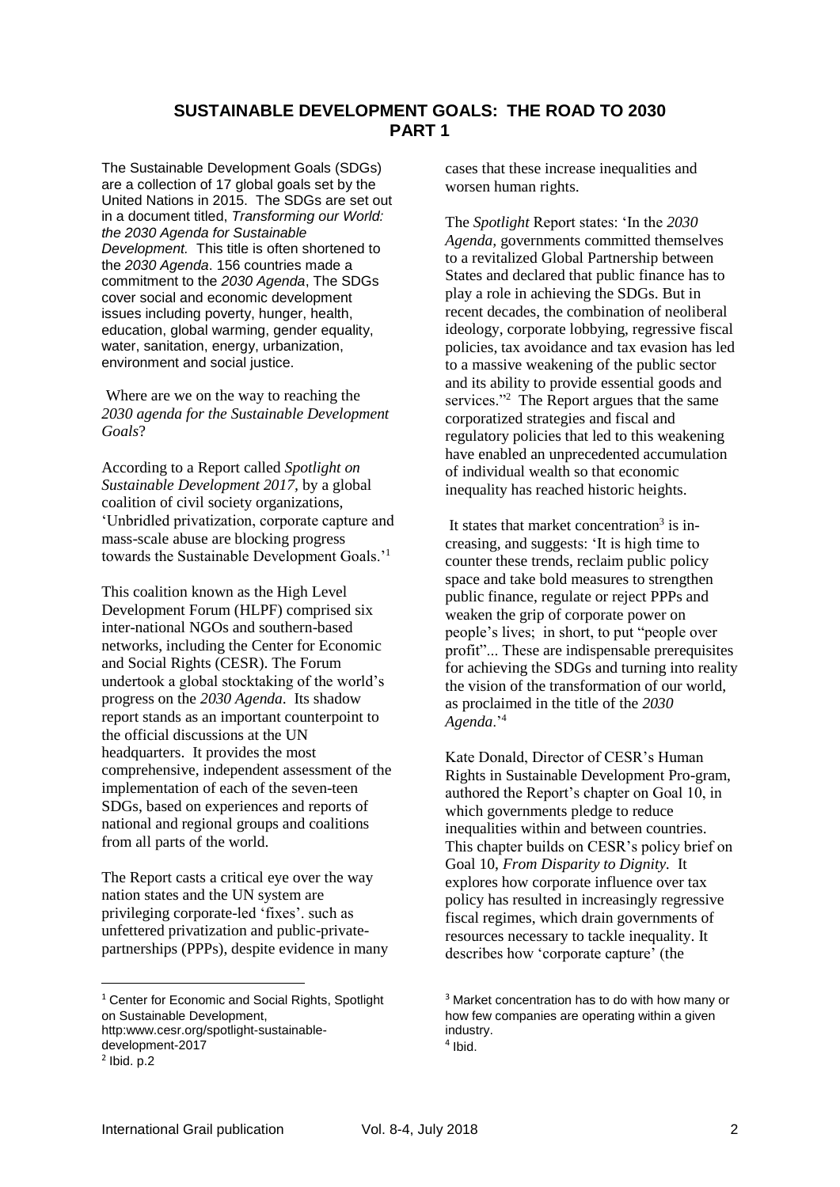## SUSTAINABLE DEVELOPMENT GOALS: THE ROAD TO 2030 PART 1

The Sustainable Development Goals (SDGs) are a collection of 17 global goals set by the United Nations in 2015. The SDGs are set out in a document titled, *Transforming our World: the 2030 Agenda for Sustainable Development.* This title is often shortened to the *2030 Agenda*. 156 countries made a commitment to the *2030 Agenda*, The SDGs cover social and economic development issues including poverty, hunger, health, education, global warming, gender equality, water, sanitation, energy, urbanization, environment and social justice.

Where are we on the way to reaching the *2030 agenda for the Sustainable Development Goals*?

According to a Report called *Spotlight on Sustainable Development 2017,* by a global coalition of civil society organizations, 'Unbridled privatization, corporate capture and mass-scale abuse are blocking progress towards the Sustainable Development Goals.'[1]

This coalition known as the High Level Development Forum (HLPF) comprised six inter-national NGOs and southern-based networks, including the Center for Economic and Social Rights (CESR). The Forum undertook a global stocktaking of the world's progress on the *2030 Agenda*. Its shadow report stands as an important counterpoint to the official discussions at the UN headquarters. It provides the most comprehensive, independent assessment of the implementation of each of the seven-teen SDGs, based on experiences and reports of national and regional groups and coalitions from all parts of the world.

The Report casts a critical eye over the way nation states and the UN system are privileging corporate-led 'fixes'. such as unfettered privatization and public-private-partnerships (PPPs), despite evidence in many cases that these increase inequalities and worsen human rights.

The *Spotlight* Report states: 'In the *2030 Agenda*, governments committed themselves to a revitalized Global Partnership between States and declared that public finance has to play a role in achieving the SDGs. But in recent decades, the combination of neoliberal ideology, corporate lobbying, regressive fiscal policies, tax avoidance and tax evasion has led to a massive weakening of the public sector and its ability to provide essential goods and services."[2] The Report argues that the same corporatized strategies and fiscal and regulatory policies that led to this weakening have enabled an unprecedented accumulation of individual wealth so that economic inequality has reached historic heights.

It states that market concentration[3] is in-creasing, and suggests: 'It is high time to counter these trends, reclaim public policy space and take bold measures to strengthen public finance, regulate or reject PPPs and weaken the grip of corporate power on people's lives; in short, to put "people over profit"... These are indispensable prerequisites for achieving the SDGs and turning into reality the vision of the transformation of our world, as proclaimed in the title of the *2030 Agenda*.'[4]

Kate Donald, Director of CESR's Human Rights in Sustainable Development Pro-gram, authored the Report's chapter on Goal 10, in which governments pledge to reduce inequalities within and between countries. This chapter builds on CESR's policy brief on Goal 10, *From Disparity to Dignity.* It explores how corporate influence over tax policy has resulted in increasingly regressive fiscal regimes, which drain governments of resources necessary to tackle inequality. It describes how 'corporate capture' (the

---

[1] Center for Economic and Social Rights, Spotlight on Sustainable Development, http:www.cesr.org/spotlight-sustainable-development-2017

[2] Ibid. p.2

[3] Market concentration has to do with how many or how few companies are operating within a given industry.

[4] Ibid.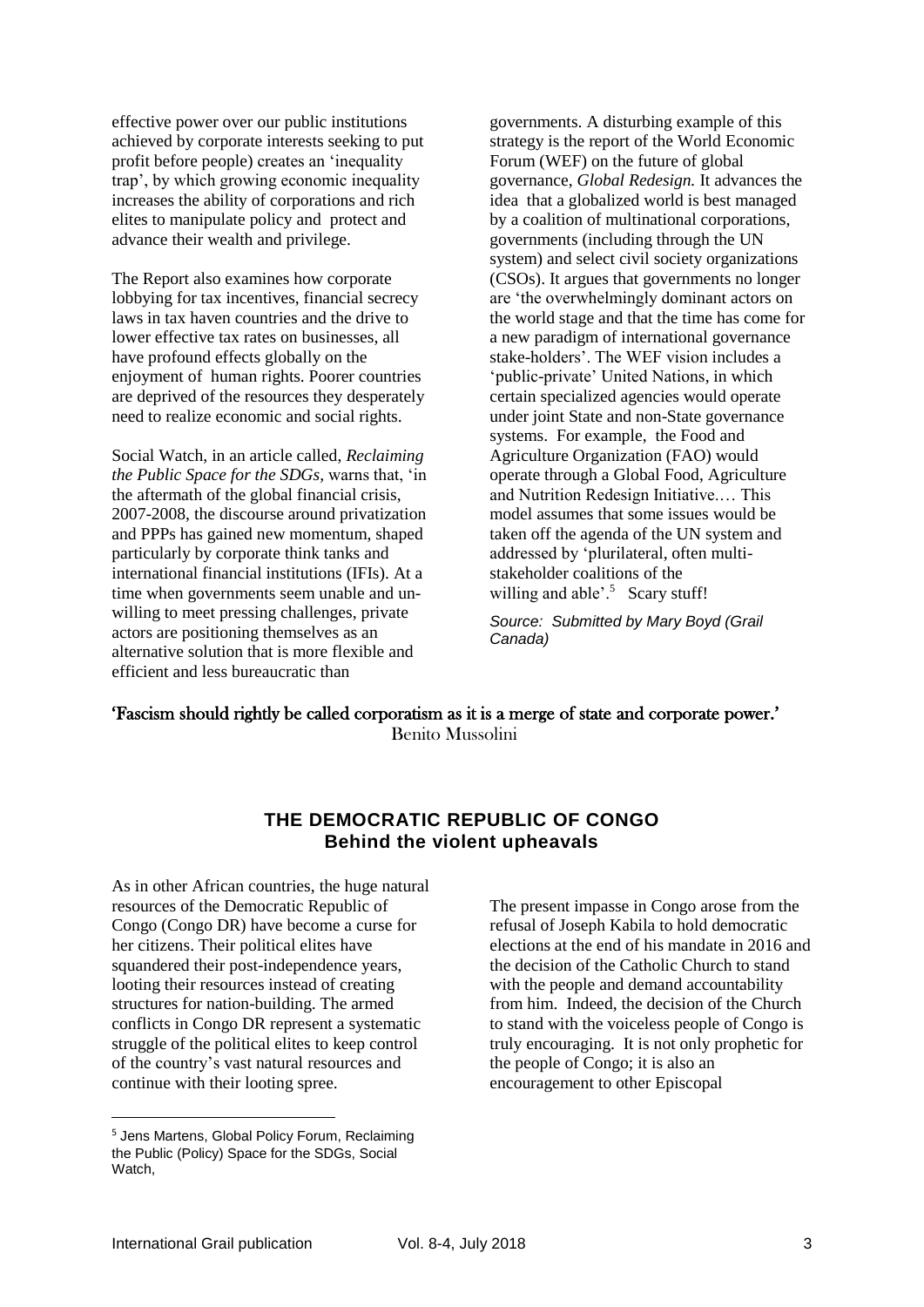effective power over our public institutions achieved by corporate interests seeking to put profit before people) creates an 'inequality trap', by which growing economic inequality increases the ability of corporations and rich elites to manipulate policy and protect and advance their wealth and privilege.

The Report also examines how corporate lobbying for tax incentives, financial secrecy laws in tax haven countries and the drive to lower effective tax rates on businesses, all have profound effects globally on the enjoyment of human rights. Poorer countries are deprived of the resources they desperately need to realize economic and social rights.

Social Watch, in an article called, *Reclaiming the Public Space for the SDGs*, warns that, 'in the aftermath of the global financial crisis, 2007-2008, the discourse around privatization and PPPs has gained new momentum, shaped particularly by corporate think tanks and international financial institutions (IFIs). At a time when governments seem unable and unwilling to meet pressing challenges, private actors are positioning themselves as an alternative solution that is more flexible and efficient and less bureaucratic than governments. A disturbing example of this strategy is the report of the World Economic Forum (WEF) on the future of global governance, *Global Redesign.* It advances the idea that a globalized world is best managed by a coalition of multinational corporations, governments (including through the UN system) and select civil society organizations (CSOs). It argues that governments no longer are 'the overwhelmingly dominant actors on the world stage and that the time has come for a new paradigm of international governance stake-holders'. The WEF vision includes a 'public-private' United Nations, in which certain specialized agencies would operate under joint State and non-State governance systems. For example, the Food and Agriculture Organization (FAO) would operate through a Global Food, Agriculture and Nutrition Redesign Initiative.… This model assumes that some issues would be taken off the agenda of the UN system and addressed by 'plurilateral, often multi-stakeholder coalitions of the willing and able'.[5] Scary stuff!

*Source: Submitted by Mary Boyd (Grail Canada)*

**'Fascism should rightly be called corporatism as it is a merge of state and corporate power.'**
Benito Mussolini

## THE DEMOCRATIC REPUBLIC OF CONGO
### Behind the violent upheavals

As in other African countries, the huge natural resources of the Democratic Republic of Congo (Congo DR) have become a curse for her citizens. Their political elites have squandered their post-independence years, looting their resources instead of creating structures for nation-building. The armed conflicts in Congo DR represent a systematic struggle of the political elites to keep control of the country's vast natural resources and continue with their looting spree.

The present impasse in Congo arose from the refusal of Joseph Kabila to hold democratic elections at the end of his mandate in 2016 and the decision of the Catholic Church to stand with the people and demand accountability from him. Indeed, the decision of the Church to stand with the voiceless people of Congo is truly encouraging. It is not only prophetic for the people of Congo; it is also an encouragement to other Episcopal

[5] Jens Martens, Global Policy Forum, Reclaiming the Public (Policy) Space for the SDGs, Social Watch,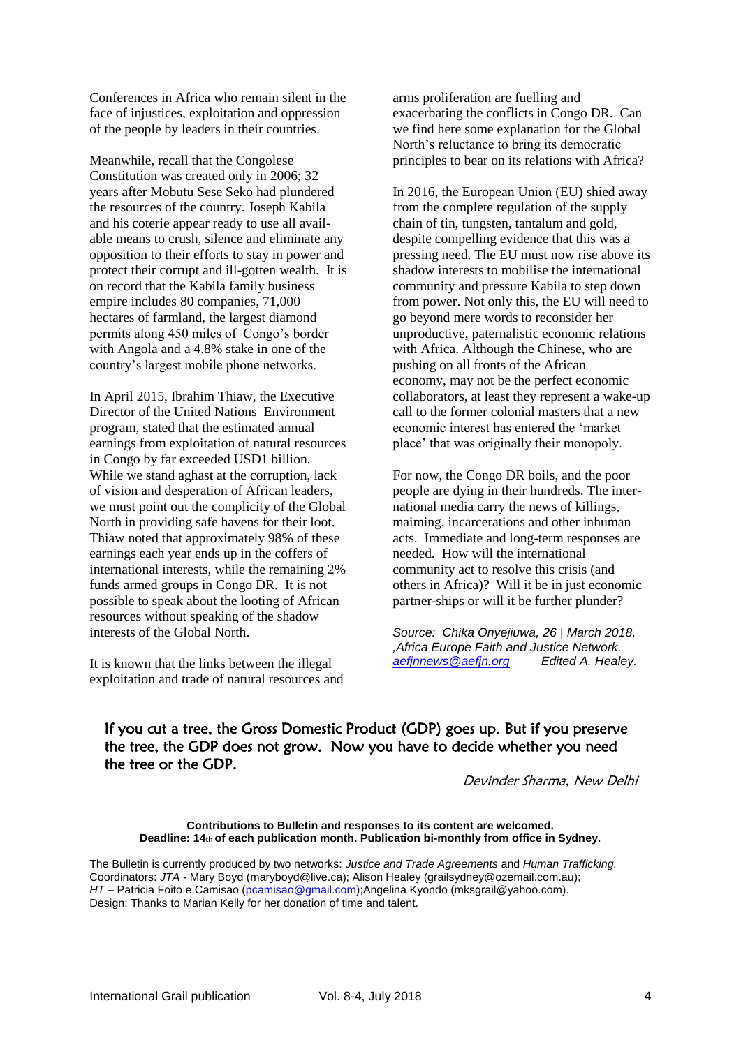Conferences in Africa who remain silent in the face of injustices, exploitation and oppression of the people by leaders in their countries.

Meanwhile, recall that the Congolese Constitution was created only in 2006; 32 years after Mobutu Sese Seko had plundered the resources of the country. Joseph Kabila and his coterie appear ready to use all available means to crush, silence and eliminate any opposition to their efforts to stay in power and protect their corrupt and ill-gotten wealth. It is on record that the Kabila family business empire includes 80 companies, 71,000 hectares of farmland, the largest diamond permits along 450 miles of Congo's border with Angola and a 4.8% stake in one of the country's largest mobile phone networks.

In April 2015, Ibrahim Thiaw, the Executive Director of the United Nations Environment program, stated that the estimated annual earnings from exploitation of natural resources in Congo by far exceeded USD1 billion. While we stand aghast at the corruption, lack of vision and desperation of African leaders, we must point out the complicity of the Global North in providing safe havens for their loot. Thiaw noted that approximately 98% of these earnings each year ends up in the coffers of international interests, while the remaining 2% funds armed groups in Congo DR. It is not possible to speak about the looting of African resources without speaking of the shadow interests of the Global North.

It is known that the links between the illegal exploitation and trade of natural resources and arms proliferation are fuelling and exacerbating the conflicts in Congo DR. Can we find here some explanation for the Global North's reluctance to bring its democratic principles to bear on its relations with Africa?

In 2016, the European Union (EU) shied away from the complete regulation of the supply chain of tin, tungsten, tantalum and gold, despite compelling evidence that this was a pressing need. The EU must now rise above its shadow interests to mobilise the international community and pressure Kabila to step down from power. Not only this, the EU will need to go beyond mere words to reconsider her unproductive, paternalistic economic relations with Africa. Although the Chinese, who are pushing on all fronts of the African economy, may not be the perfect economic collaborators, at least they represent a wake-up call to the former colonial masters that a new economic interest has entered the 'market place' that was originally their monopoly.

For now, the Congo DR boils, and the poor people are dying in their hundreds. The international media carry the news of killings, maiming, incarcerations and other inhuman acts. Immediate and long-term responses are needed. How will the international community act to resolve this crisis (and others in Africa)? Will it be in just economic partner-ships or will it be further plunder?

*Source: Chika Onyejiuwa, 26 | March 2018, ,Africa Europe Faith and Justice Network. aefjnnews@aefjn.org Edited A. Healey.*

If you cut a tree, the Gross Domestic Product (GDP) goes up. But if you preserve the tree, the GDP does not grow. Now you have to decide whether you need the tree or the GDP.

*Devinder Sharma, New Delhi*

**Contributions to Bulletin and responses to its content are welcomed.**
**Deadline: 14th of each publication month. Publication bi-monthly from office in Sydney.**

The Bulletin is currently produced by two networks: *Justice and Trade Agreements* and *Human Trafficking.*
Coordinators: *JTA* - Mary Boyd (maryboyd@live.ca); Alison Healey (grailsydney@ozemail.com.au);
*HT* – Patricia Foito e Camisao (pcamisao@gmail.com);Angelina Kyondo (mksgrail@yahoo.com).
Design: Thanks to Marian Kelly for her donation of time and talent.